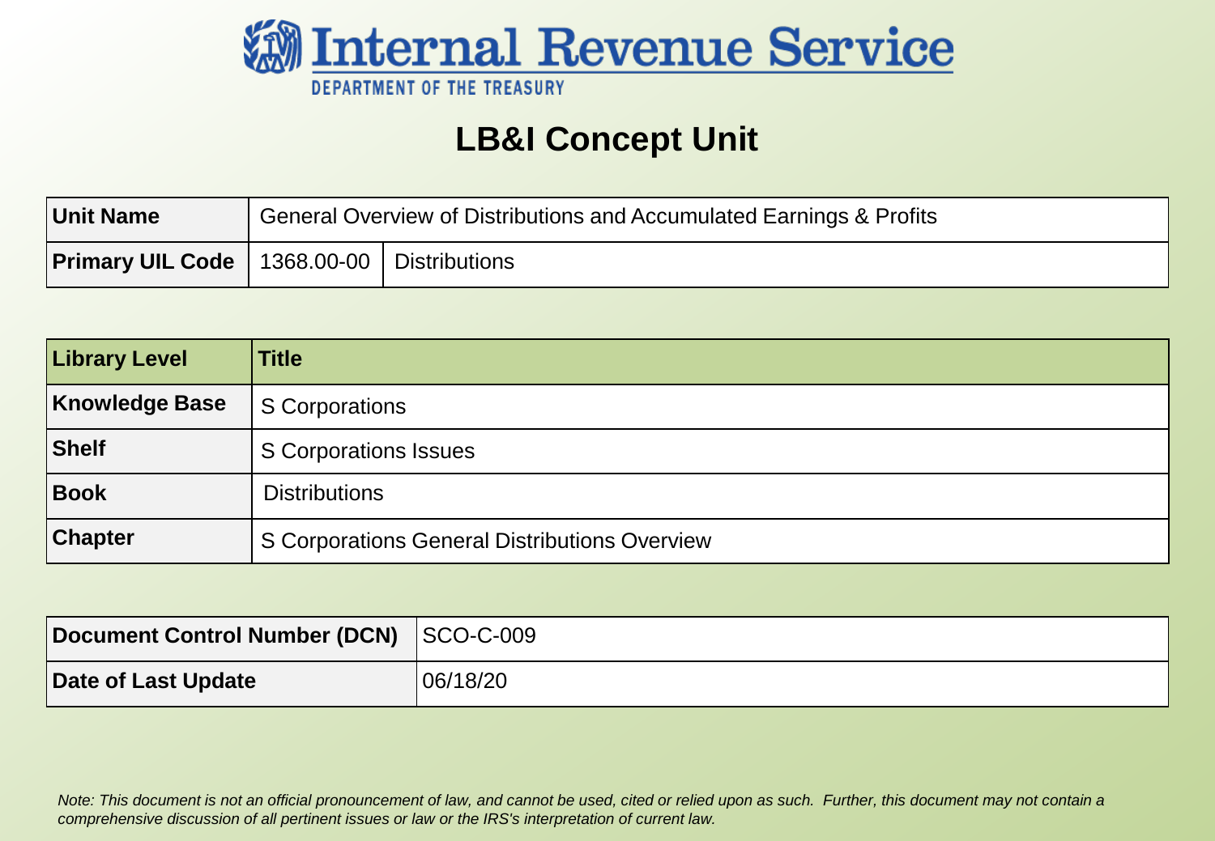# Internal Revenue Service

DEPARTMENT OF THE TREASURY

## LB&I Concept Unit

| **Unit Name** | General Overview of Distributions and Accumulated Earnings & Profits | |
|---|---|---|
| **Primary UIL Code** | 1368.00-00 | Distributions |

| **Library Level** | **Title** |
|---|---|
| **Knowledge Base** | S Corporations |
| **Shelf** | S Corporations Issues |
| **Book** | Distributions |
| **Chapter** | S Corporations General Distributions Overview |

| **Document Control Number (DCN)** | SCO-C-009 |
|---|---|
| **Date of Last Update** | 06/18/20 |

*Note: This document is not an official pronouncement of law, and cannot be used, cited or relied upon as such. Further, this document may not contain a comprehensive discussion of all pertinent issues or law or the IRS's interpretation of current law.*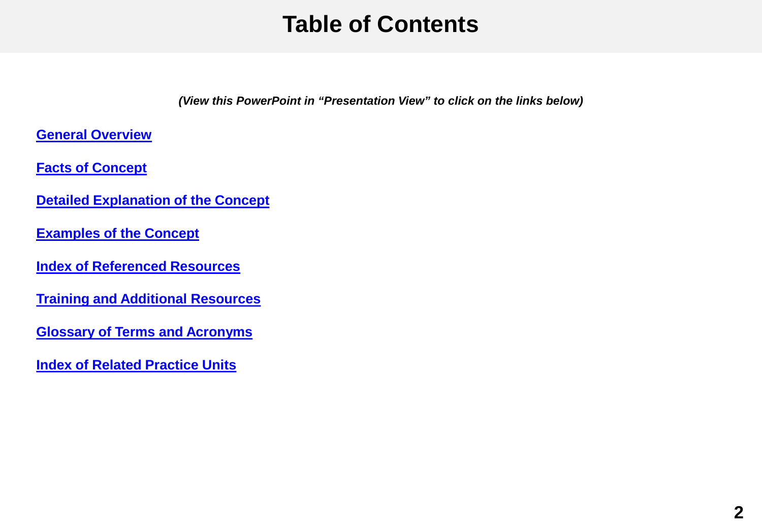# Table of Contents

***(View this PowerPoint in "Presentation View" to click on the links below)***

**General Overview**

**Facts of Concept**

**Detailed Explanation of the Concept**

**Examples of the Concept**

**Index of Referenced Resources**

**Training and Additional Resources**

**Glossary of Terms and Acronyms**

**Index of Related Practice Units**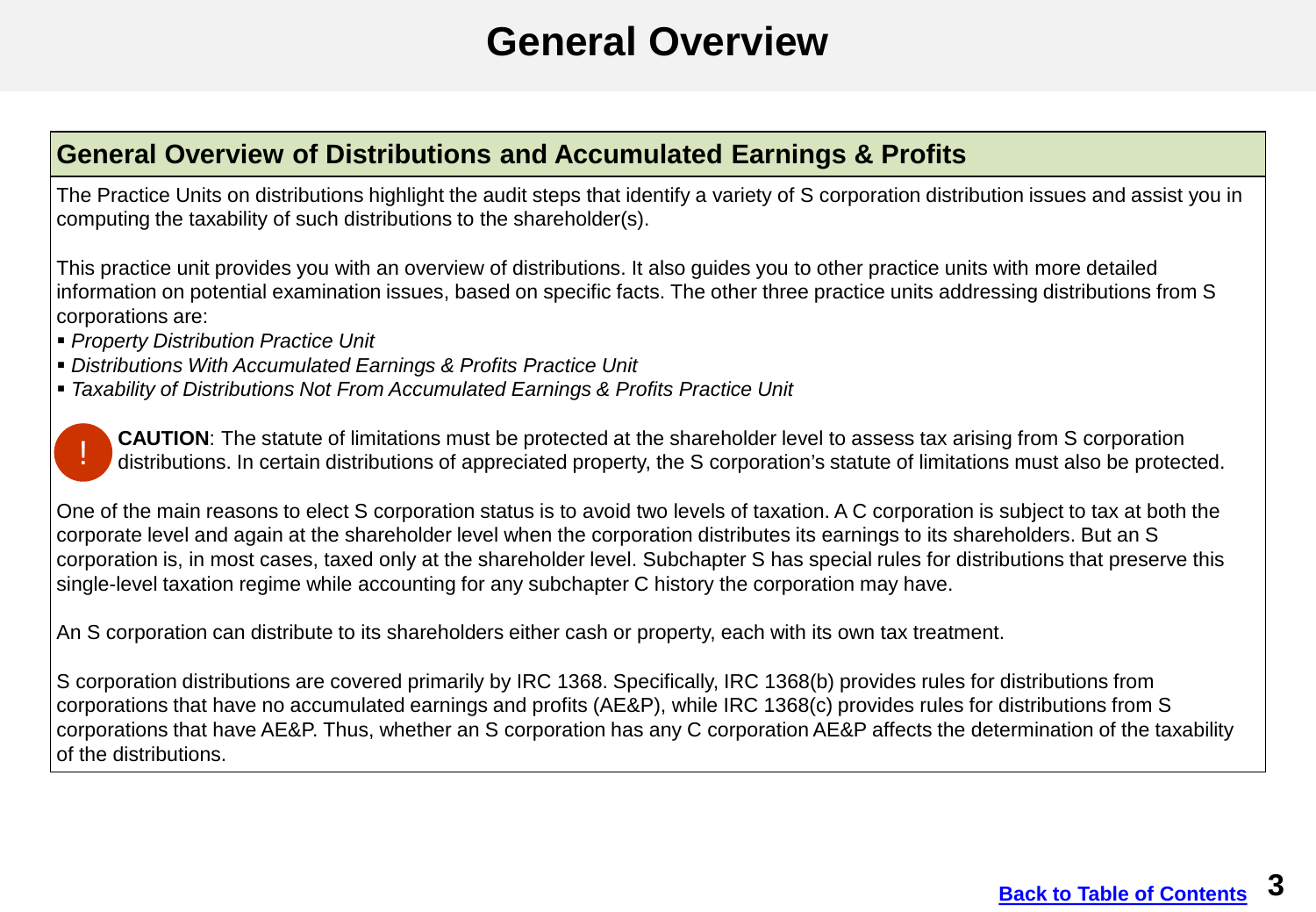# General Overview

## General Overview of Distributions and Accumulated Earnings & Profits

The Practice Units on distributions highlight the audit steps that identify a variety of S corporation distribution issues and assist you in computing the taxability of such distributions to the shareholder(s).

This practice unit provides you with an overview of distributions. It also guides you to other practice units with more detailed information on potential examination issues, based on specific facts. The other three practice units addressing distributions from S corporations are:

- *Property Distribution Practice Unit*
- *Distributions With Accumulated Earnings & Profits Practice Unit*
- *Taxability of Distributions Not From Accumulated Earnings & Profits Practice Unit*

**CAUTION**: The statute of limitations must be protected at the shareholder level to assess tax arising from S corporation distributions. In certain distributions of appreciated property, the S corporation's statute of limitations must also be protected.

One of the main reasons to elect S corporation status is to avoid two levels of taxation. A C corporation is subject to tax at both the corporate level and again at the shareholder level when the corporation distributes its earnings to its shareholders. But an S corporation is, in most cases, taxed only at the shareholder level. Subchapter S has special rules for distributions that preserve this single-level taxation regime while accounting for any subchapter C history the corporation may have.

An S corporation can distribute to its shareholders either cash or property, each with its own tax treatment.

S corporation distributions are covered primarily by IRC 1368. Specifically, IRC 1368(b) provides rules for distributions from corporations that have no accumulated earnings and profits (AE&P), while IRC 1368(c) provides rules for distributions from S corporations that have AE&P. Thus, whether an S corporation has any C corporation AE&P affects the determination of the taxability of the distributions.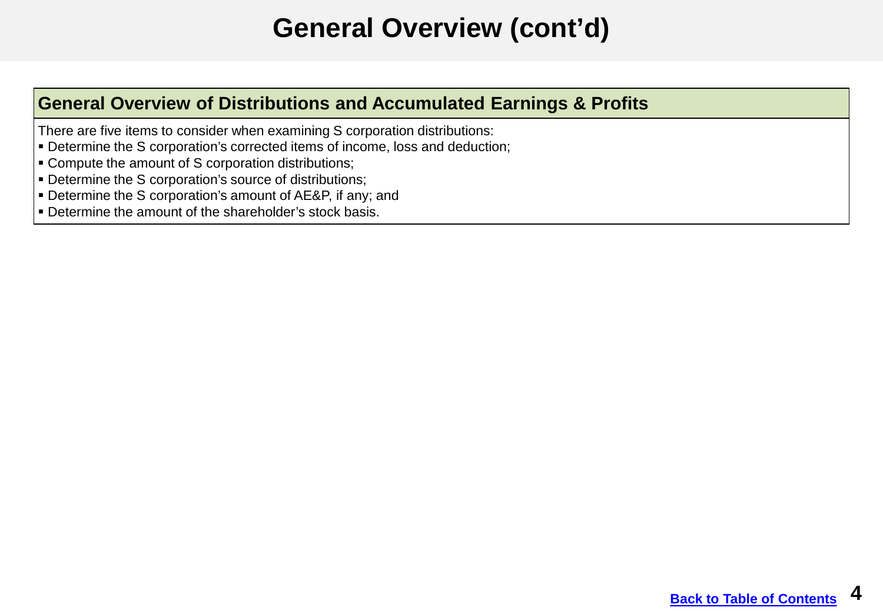# General Overview (cont'd)

## General Overview of Distributions and Accumulated Earnings & Profits

There are five items to consider when examining S corporation distributions:

- Determine the S corporation's corrected items of income, loss and deduction;
- Compute the amount of S corporation distributions;
- Determine the S corporation's source of distributions;
- Determine the S corporation's amount of AE&P, if any; and
- Determine the amount of the shareholder's stock basis.

Back to Table of Contents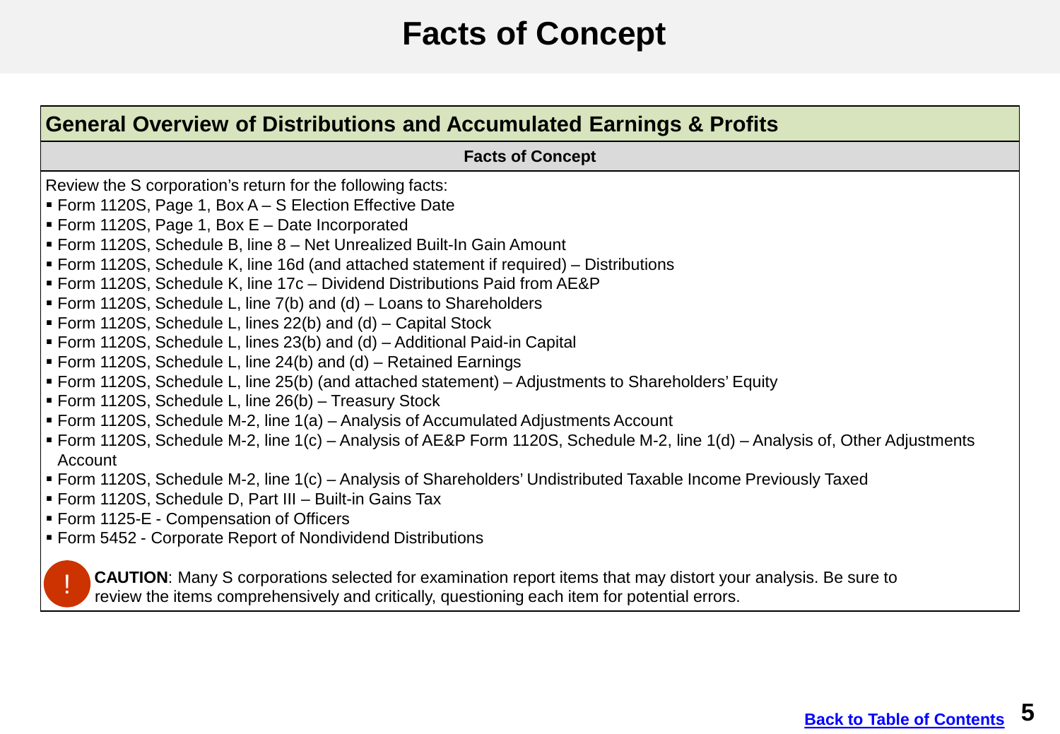# Facts of Concept

## General Overview of Distributions and Accumulated Earnings & Profits

### Facts of Concept

Review the S corporation's return for the following facts:

- Form 1120S, Page 1, Box A – S Election Effective Date
- Form 1120S, Page 1, Box E – Date Incorporated
- Form 1120S, Schedule B, line 8 – Net Unrealized Built-In Gain Amount
- Form 1120S, Schedule K, line 16d (and attached statement if required) – Distributions
- Form 1120S, Schedule K, line 17c – Dividend Distributions Paid from AE&P
- Form 1120S, Schedule L, line 7(b) and (d) – Loans to Shareholders
- Form 1120S, Schedule L, lines 22(b) and (d) – Capital Stock
- Form 1120S, Schedule L, lines 23(b) and (d) – Additional Paid-in Capital
- Form 1120S, Schedule L, line 24(b) and (d) – Retained Earnings
- Form 1120S, Schedule L, line 25(b) (and attached statement) – Adjustments to Shareholders' Equity
- Form 1120S, Schedule L, line 26(b) – Treasury Stock
- Form 1120S, Schedule M-2, line 1(a) – Analysis of Accumulated Adjustments Account
- Form 1120S, Schedule M-2, line 1(c) – Analysis of AE&P Form 1120S, Schedule M-2, line 1(d) – Analysis of, Other Adjustments Account
- Form 1120S, Schedule M-2, line 1(c) – Analysis of Shareholders' Undistributed Taxable Income Previously Taxed
- Form 1120S, Schedule D, Part III – Built-in Gains Tax
- Form 1125-E - Compensation of Officers
- Form 5452 - Corporate Report of Nondividend Distributions

**CAUTION**: Many S corporations selected for examination report items that may distort your analysis. Be sure to review the items comprehensively and critically, questioning each item for potential errors.

[Back to Table of Contents]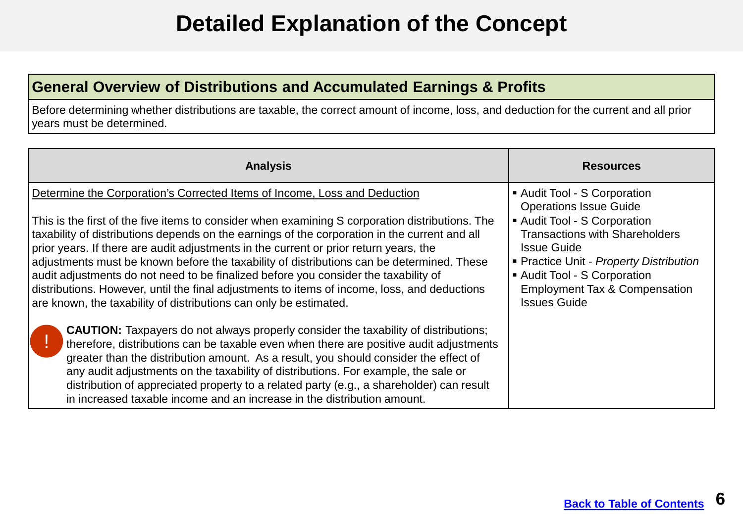# Detailed Explanation of the Concept

## General Overview of Distributions and Accumulated Earnings & Profits

Before determining whether distributions are taxable, the correct amount of income, loss, and deduction for the current and all prior years must be determined.

| Analysis | Resources |
| --- | --- |
| Determine the Corporation's Corrected Items of Income, Loss and Deduction<br><br>This is the first of the five items to consider when examining S corporation distributions. The taxability of distributions depends on the earnings of the corporation in the current and all prior years. If there are audit adjustments in the current or prior return years, the adjustments must be known before the taxability of distributions can be determined. These audit adjustments do not need to be finalized before you consider the taxability of distributions. However, until the final adjustments to items of income, loss, and deductions are known, the taxability of distributions can only be estimated.<br><br>! **CAUTION:** Taxpayers do not always properly consider the taxability of distributions; therefore, distributions can be taxable even when there are positive audit adjustments greater than the distribution amount. As a result, you should consider the effect of any audit adjustments on the taxability of distributions. For example, the sale or distribution of appreciated property to a related party (e.g., a shareholder) can result in increased taxable income and an increase in the distribution amount. | ▪ Audit Tool - S Corporation Operations Issue Guide<br>▪ Audit Tool - S Corporation Transactions with Shareholders Issue Guide<br>▪ Practice Unit - *Property Distribution*<br>▪ Audit Tool - S Corporation Employment Tax & Compensation Issues Guide |

Back to Table of Contents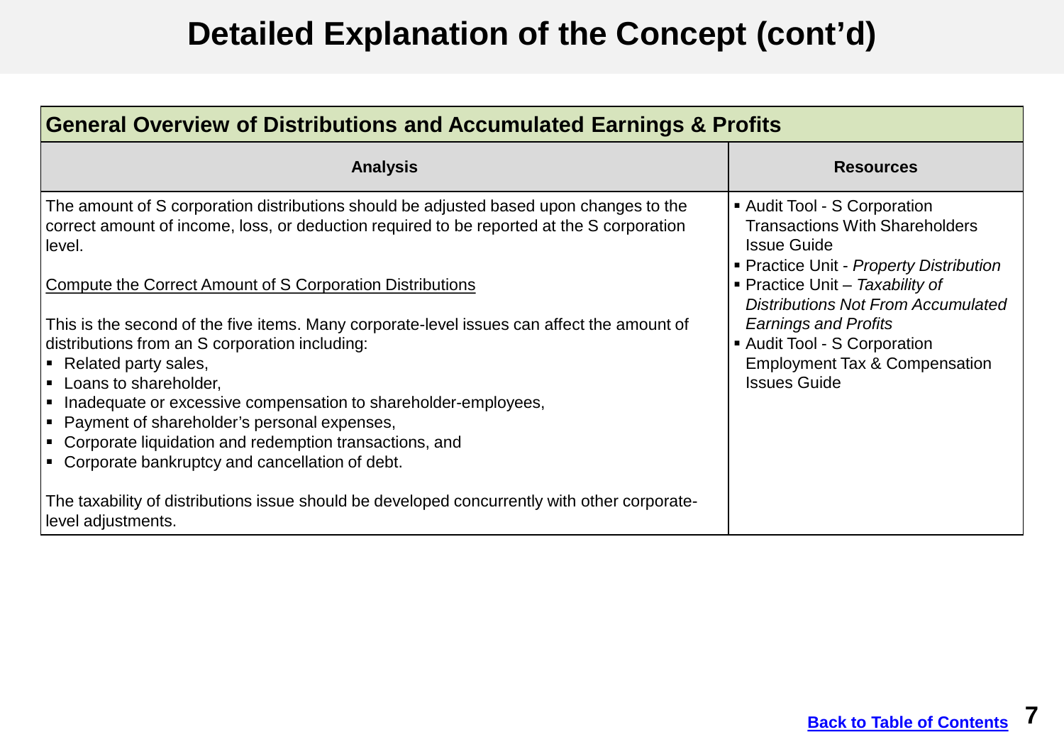# Detailed Explanation of the Concept (cont'd)

| General Overview of Distributions and Accumulated Earnings & Profits | |
|---|---|
| **Analysis** | **Resources** |
| The amount of S corporation distributions should be adjusted based upon changes to the correct amount of income, loss, or deduction required to be reported at the S corporation level.<br><br><u>Compute the Correct Amount of S Corporation Distributions</u><br><br>This is the second of the five items. Many corporate-level issues can affect the amount of distributions from an S corporation including:<br>▪ Related party sales,<br>▪ Loans to shareholder,<br>▪ Inadequate or excessive compensation to shareholder-employees,<br>▪ Payment of shareholder's personal expenses,<br>▪ Corporate liquidation and redemption transactions, and<br>▪ Corporate bankruptcy and cancellation of debt.<br><br>The taxability of distributions issue should be developed concurrently with other corporate-level adjustments. | ▪ Audit Tool - S Corporation Transactions With Shareholders Issue Guide<br>▪ Practice Unit - *Property Distribution*<br>▪ Practice Unit – *Taxability of Distributions Not From Accumulated Earnings and Profits*<br>▪ Audit Tool - S Corporation Employment Tax & Compensation Issues Guide |

Back to Table of Contents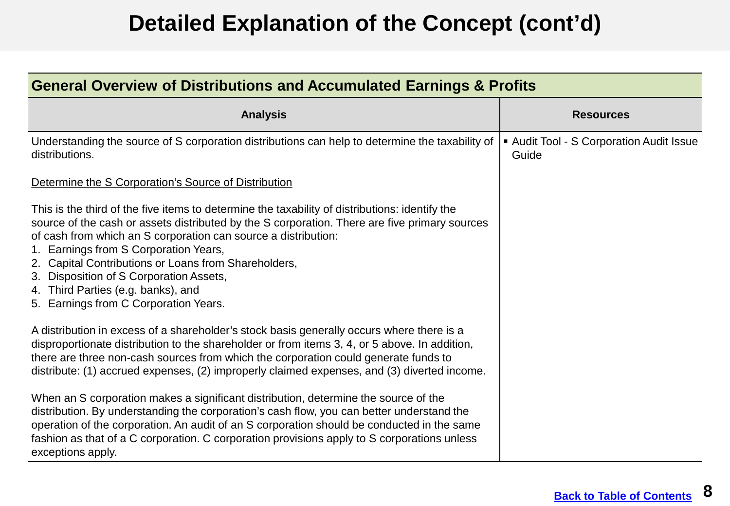# Detailed Explanation of the Concept (cont'd)

| General Overview of Distributions and Accumulated Earnings & Profits | |
|---|---|
| **Analysis** | **Resources** |
| Understanding the source of S corporation distributions can help to determine the taxability of distributions.<br><br><u>Determine the S Corporation's Source of Distribution</u><br><br>This is the third of the five items to determine the taxability of distributions: identify the source of the cash or assets distributed by the S corporation. There are five primary sources of cash from which an S corporation can source a distribution:<br>1. Earnings from S Corporation Years,<br>2. Capital Contributions or Loans from Shareholders,<br>3. Disposition of S Corporation Assets,<br>4. Third Parties (e.g. banks), and<br>5. Earnings from C Corporation Years.<br><br>A distribution in excess of a shareholder's stock basis generally occurs where there is a disproportionate distribution to the shareholder or from items 3, 4, or 5 above. In addition, there are three non-cash sources from which the corporation could generate funds to distribute: (1) accrued expenses, (2) improperly claimed expenses, and (3) diverted income.<br><br>When an S corporation makes a significant distribution, determine the source of the distribution. By understanding the corporation's cash flow, you can better understand the operation of the corporation. An audit of an S corporation should be conducted in the same fashion as that of a C corporation. C corporation provisions apply to S corporations unless exceptions apply. | ▪ Audit Tool - S Corporation Audit Issue Guide |

Back to Table of Contents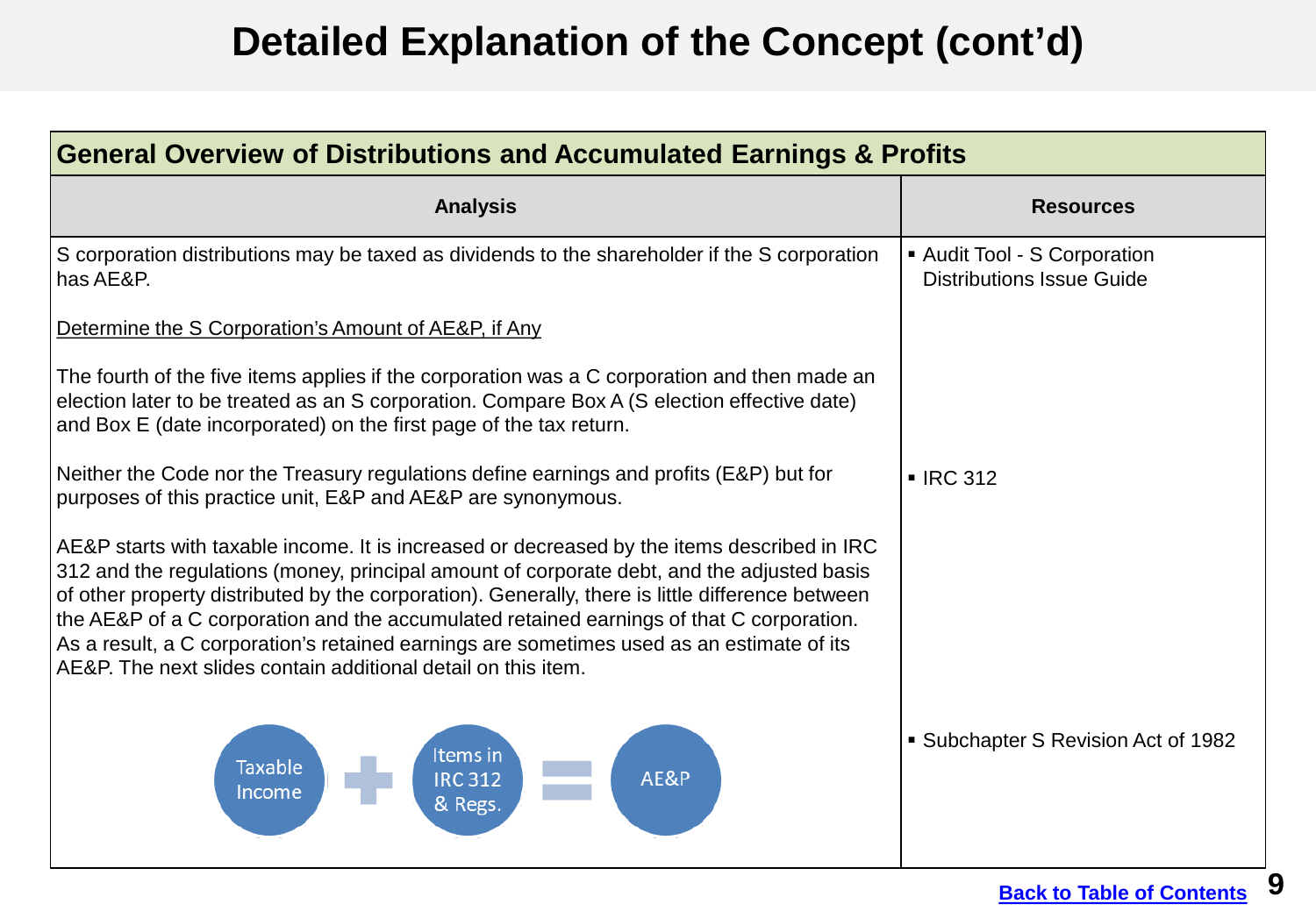# Detailed Explanation of the Concept (cont'd)

| General Overview of Distributions and Accumulated Earnings & Profits | |
|---|---|
| **Analysis** | **Resources** |
| S corporation distributions may be taxed as dividends to the shareholder if the S corporation has AE&P. | ▪ Audit Tool - S Corporation Distributions Issue Guide |
| Determine the S Corporation's Amount of AE&P, if Any | |
| The fourth of the five items applies if the corporation was a C corporation and then made an election later to be treated as an S corporation. Compare Box A (S election effective date) and Box E (date incorporated) on the first page of the tax return. | |
| Neither the Code nor the Treasury regulations define earnings and profits (E&P) but for purposes of this practice unit, E&P and AE&P are synonymous. | ▪ IRC 312 |
| AE&P starts with taxable income. It is increased or decreased by the items described in IRC 312 and the regulations (money, principal amount of corporate debt, and the adjusted basis of other property distributed by the corporation). Generally, there is little difference between the AE&P of a C corporation and the accumulated retained earnings of that C corporation. As a result, a C corporation's retained earnings are sometimes used as an estimate of its AE&P. The next slides contain additional detail on this item. | |
| Taxable Income + Items in IRC 312 & Regs. = AE&P | ▪ Subchapter S Revision Act of 1982 |

Back to Table of Contents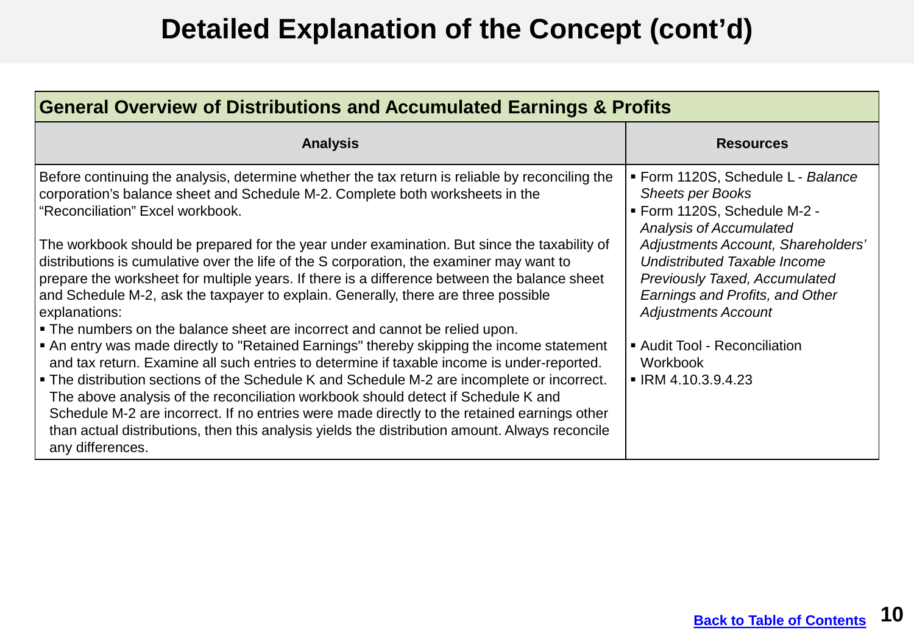# Detailed Explanation of the Concept (cont'd)

| General Overview of Distributions and Accumulated Earnings & Profits | |
|---|---|
| **Analysis** | **Resources** |
| Before continuing the analysis, determine whether the tax return is reliable by reconciling the corporation's balance sheet and Schedule M-2. Complete both worksheets in the "Reconciliation" Excel workbook.<br><br>The workbook should be prepared for the year under examination. But since the taxability of distributions is cumulative over the life of the S corporation, the examiner may want to prepare the worksheet for multiple years. If there is a difference between the balance sheet and Schedule M-2, ask the taxpayer to explain. Generally, there are three possible explanations:<br>▪ The numbers on the balance sheet are incorrect and cannot be relied upon.<br>▪ An entry was made directly to "Retained Earnings" thereby skipping the income statement and tax return. Examine all such entries to determine if taxable income is under-reported.<br>▪ The distribution sections of the Schedule K and Schedule M-2 are incomplete or incorrect. The above analysis of the reconciliation workbook should detect if Schedule K and Schedule M-2 are incorrect. If no entries were made directly to the retained earnings other than actual distributions, then this analysis yields the distribution amount. Always reconcile any differences. | ▪ Form 1120S, Schedule L - *Balance Sheets per Books*<br>▪ Form 1120S, Schedule M-2 - *Analysis of Accumulated Adjustments Account, Shareholders' Undistributed Taxable Income Previously Taxed, Accumulated Earnings and Profits, and Other Adjustments Account*<br><br>▪ Audit Tool - Reconciliation Workbook<br>▪ IRM 4.10.3.9.4.23 |

Back to Table of Contents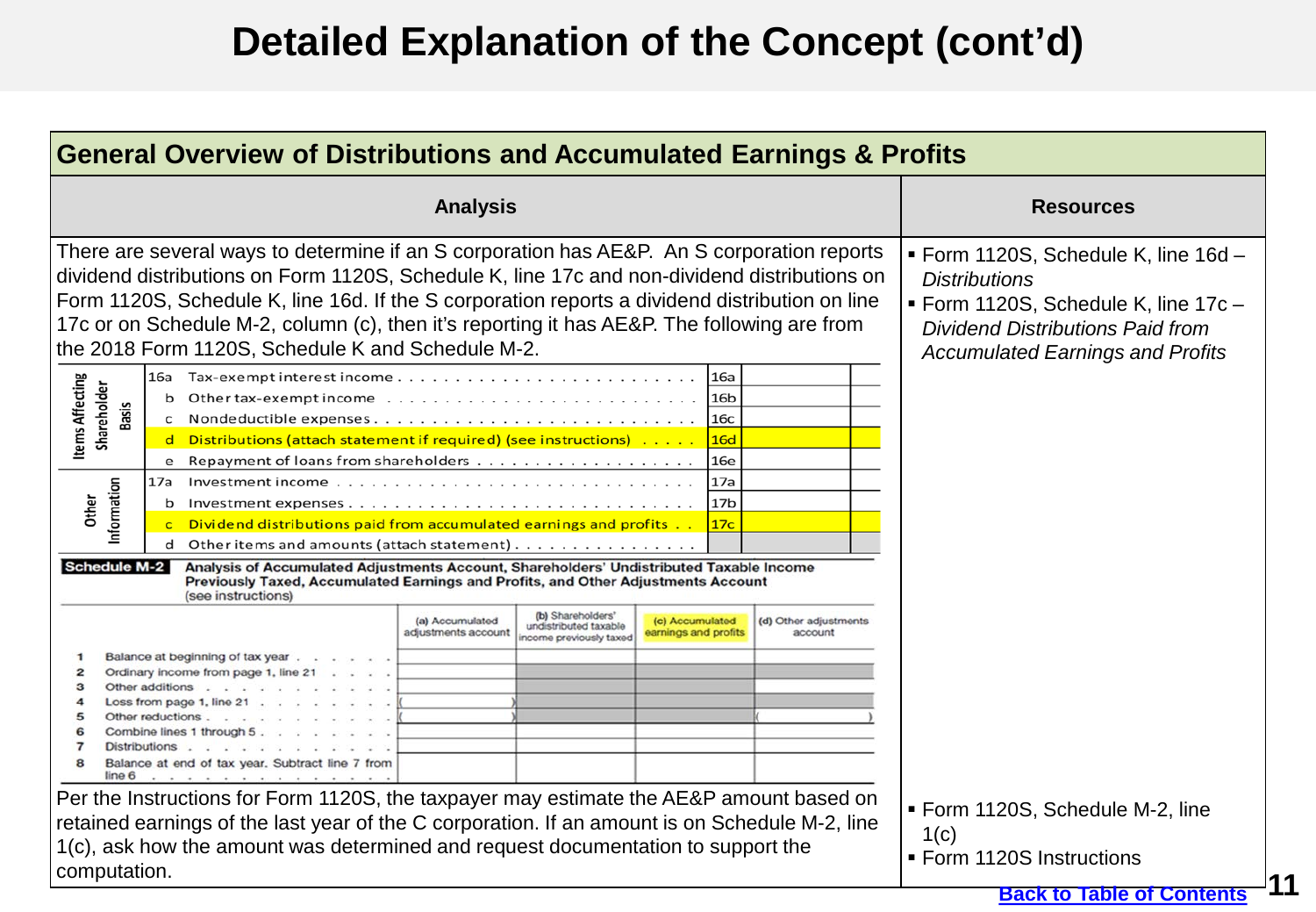# Detailed Explanation of the Concept (cont'd)

## General Overview of Distributions and Accumulated Earnings & Profits

| Analysis | Resources |
|---|---|
| There are several ways to determine if an S corporation has AE&P. An S corporation reports dividend distributions on Form 1120S, Schedule K, line 17c and non-dividend distributions on Form 1120S, Schedule K, line 16d. If the S corporation reports a dividend distribution on line 17c or on Schedule M-2, column (c), then it's reporting it has AE&P. The following are from the 2018 Form 1120S, Schedule K and Schedule M-2. | ▪ Form 1120S, Schedule K, line 16d – *Distributions*<br>▪ Form 1120S, Schedule K, line 17c – *Dividend Distributions Paid from Accumulated Earnings and Profits* |

| Section | Line | Description | Line No. | Amount |
|---|---|---|---|---|
| Items Affecting Shareholder Basis | 16a | Tax-exempt interest income | 16a | |
| | b | Other tax-exempt income | 16b | |
| | c | Nondeductible expenses | 16c | |
| | d | Distributions (attach statement if required) (see instructions) | 16d | |
| | e | Repayment of loans from shareholders | 16e | |
| Other Information | 17a | Investment income | 17a | |
| | b | Investment expenses | 17b | |
| | c | Dividend distributions paid from accumulated earnings and profits | 17c | |
| | d | Other items and amounts (attach statement) | | |

**Schedule M-2** **Analysis of Accumulated Adjustments Account, Shareholders' Undistributed Taxable Income Previously Taxed, Accumulated Earnings and Profits, and Other Adjustments Account** (see instructions)

| | (a) Accumulated adjustments account | (b) Shareholders' undistributed taxable income previously taxed | (c) Accumulated earnings and profits | (d) Other adjustments account |
|---|---|---|---|---|
| 1 Balance at beginning of tax year | | | | |
| 2 Ordinary income from page 1, line 21 | | | | |
| 3 Other additions | | | | |
| 4 Loss from page 1, line 21 | ( ) | | | |
| 5 Other reductions | ( ) | | | ( ) |
| 6 Combine lines 1 through 5 | | | | |
| 7 Distributions | | | | |
| 8 Balance at end of tax year. Subtract line 7 from line 6 | | | | |

| Analysis | Resources |
|---|---|
| Per the Instructions for Form 1120S, the taxpayer may estimate the AE&P amount based on retained earnings of the last year of the C corporation. If an amount is on Schedule M-2, line 1(c), ask how the amount was determined and request documentation to support the computation. | ▪ Form 1120S, Schedule M-2, line 1(c)<br>▪ Form 1120S Instructions |

Back to Table of Contents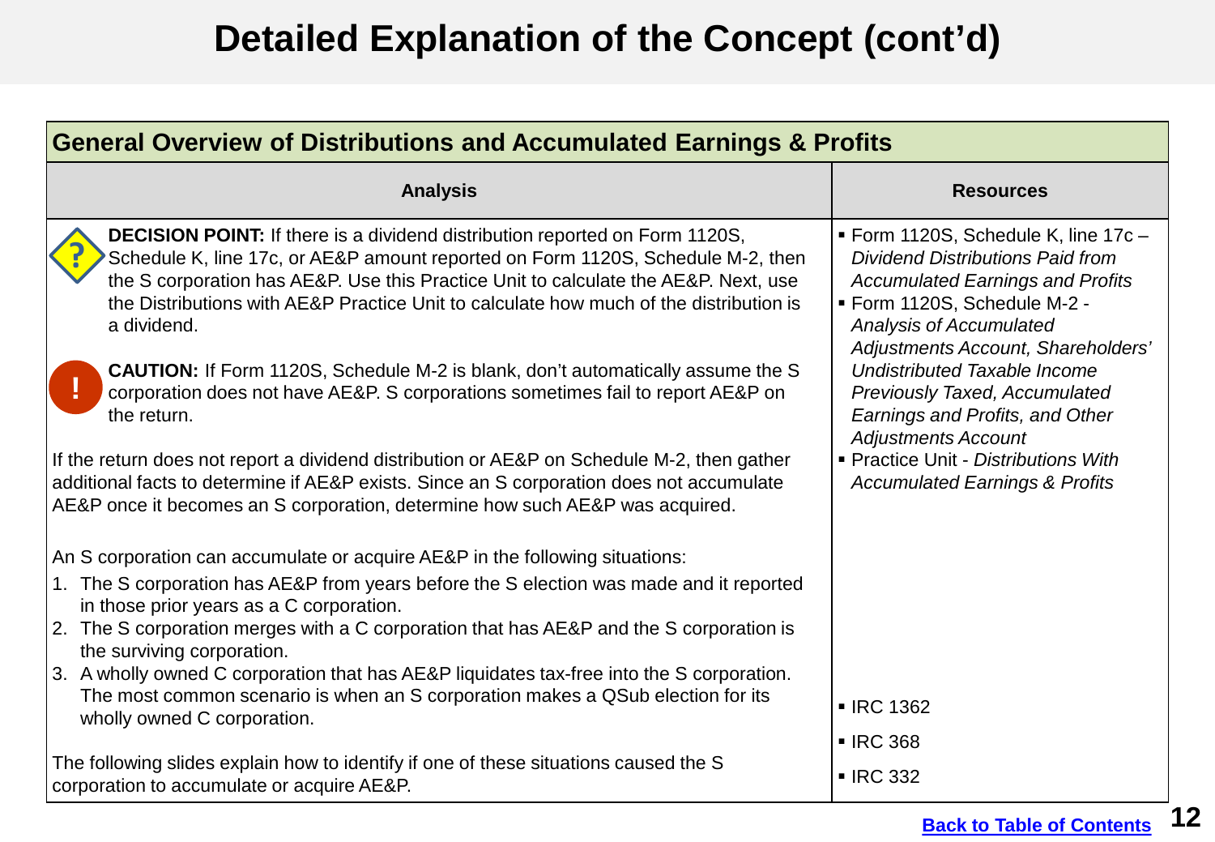# Detailed Explanation of the Concept (cont'd)

| General Overview of Distributions and Accumulated Earnings & Profits | |
|---|---|
| **Analysis** | **Resources** |
| **DECISION POINT:** If there is a dividend distribution reported on Form 1120S, Schedule K, line 17c, or AE&P amount reported on Form 1120S, Schedule M-2, then the S corporation has AE&P. Use this Practice Unit to calculate the AE&P. Next, use the Distributions with AE&P Practice Unit to calculate how much of the distribution is a dividend.<br><br>**CAUTION:** If Form 1120S, Schedule M-2 is blank, don't automatically assume the S corporation does not have AE&P. S corporations sometimes fail to report AE&P on the return.<br><br>If the return does not report a dividend distribution or AE&P on Schedule M-2, then gather additional facts to determine if AE&P exists. Since an S corporation does not accumulate AE&P once it becomes an S corporation, determine how such AE&P was acquired. | ▪ Form 1120S, Schedule K, line 17c – *Dividend Distributions Paid from Accumulated Earnings and Profits*<br>▪ Form 1120S, Schedule M-2 - *Analysis of Accumulated Adjustments Account, Shareholders' Undistributed Taxable Income Previously Taxed, Accumulated Earnings and Profits, and Other Adjustments Account*<br>▪ Practice Unit - *Distributions With Accumulated Earnings & Profits* |
| An S corporation can accumulate or acquire AE&P in the following situations:<br>1. The S corporation has AE&P from years before the S election was made and it reported in those prior years as a C corporation.<br>2. The S corporation merges with a C corporation that has AE&P and the S corporation is the surviving corporation.<br>3. A wholly owned C corporation that has AE&P liquidates tax-free into the S corporation. The most common scenario is when an S corporation makes a QSub election for its wholly owned C corporation.<br><br>The following slides explain how to identify if one of these situations caused the S corporation to accumulate or acquire AE&P. | ▪ IRC 1362<br>▪ IRC 368<br>▪ IRC 332 |

Back to Table of Contents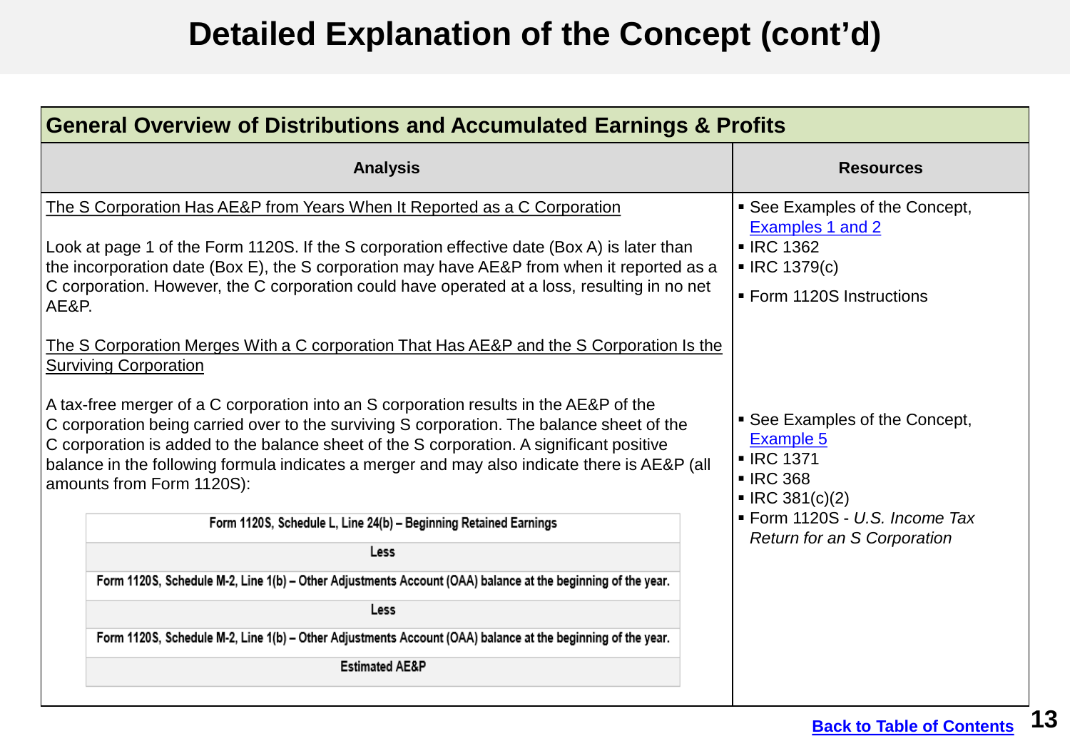# Detailed Explanation of the Concept (cont'd)

## General Overview of Distributions and Accumulated Earnings & Profits

| Analysis | Resources |
|---|---|
| The S Corporation Has AE&P from Years When It Reported as a C Corporation<br><br>Look at page 1 of the Form 1120S. If the S corporation effective date (Box A) is later than the incorporation date (Box E), the S corporation may have AE&P from when it reported as a C corporation. However, the C corporation could have operated at a loss, resulting in no net AE&P. | ▪ See Examples of the Concept, Examples 1 and 2<br>▪ IRC 1362<br>▪ IRC 1379(c)<br>▪ Form 1120S Instructions |
| The S Corporation Merges With a C corporation That Has AE&P and the S Corporation Is the Surviving Corporation<br><br>A tax-free merger of a C corporation into an S corporation results in the AE&P of the C corporation being carried over to the surviving S corporation. The balance sheet of the C corporation is added to the balance sheet of the S corporation. A significant positive balance in the following formula indicates a merger and may also indicate there is AE&P (all amounts from Form 1120S):<br><br>Form 1120S, Schedule L, Line 24(b) – Beginning Retained Earnings<br>Less<br>Form 1120S, Schedule M-2, Line 1(b) – Other Adjustments Account (OAA) balance at the beginning of the year.<br>Less<br>Form 1120S, Schedule M-2, Line 1(b) – Other Adjustments Account (OAA) balance at the beginning of the year.<br>Estimated AE&P | ▪ See Examples of the Concept, Example 5<br>▪ IRC 1371<br>▪ IRC 368<br>▪ IRC 381(c)(2)<br>▪ Form 1120S - *U.S. Income Tax Return for an S Corporation* |

Back to Table of Contents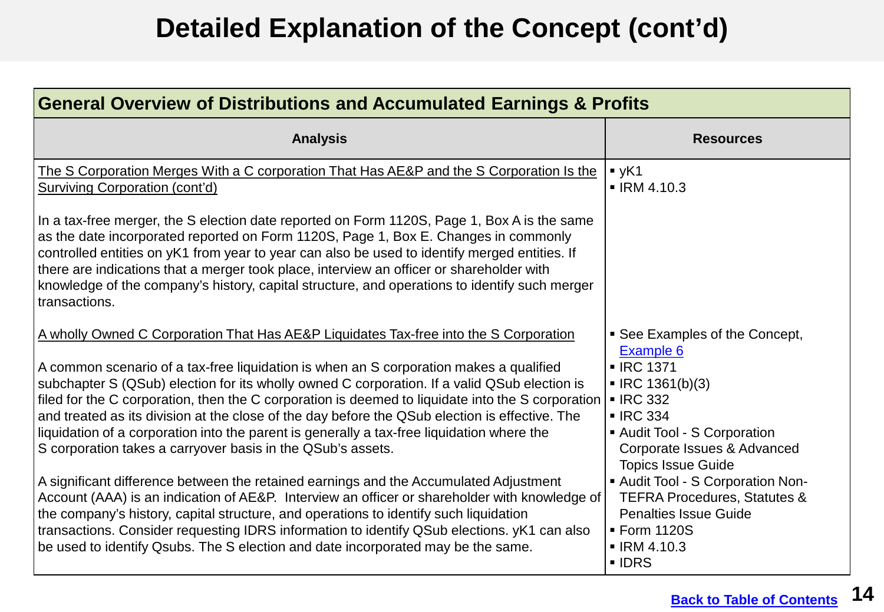# Detailed Explanation of the Concept (cont'd)

| General Overview of Distributions and Accumulated Earnings & Profits | |
|---|---|
| **Analysis** | **Resources** |
| The S Corporation Merges With a C corporation That Has AE&P and the S Corporation Is the Surviving Corporation (cont'd)<br><br>In a tax-free merger, the S election date reported on Form 1120S, Page 1, Box A is the same as the date incorporated reported on Form 1120S, Page 1, Box E. Changes in commonly controlled entities on yK1 from year to year can also be used to identify merged entities. If there are indications that a merger took place, interview an officer or shareholder with knowledge of the company's history, capital structure, and operations to identify such merger transactions. | ▪ yK1<br>▪ IRM 4.10.3 |
| A wholly Owned C Corporation That Has AE&P Liquidates Tax-free into the S Corporation<br><br>A common scenario of a tax-free liquidation is when an S corporation makes a qualified subchapter S (QSub) election for its wholly owned C corporation. If a valid QSub election is filed for the C corporation, then the C corporation is deemed to liquidate into the S corporation and treated as its division at the close of the day before the QSub election is effective. The liquidation of a corporation into the parent is generally a tax-free liquidation where the S corporation takes a carryover basis in the QSub's assets.<br><br>A significant difference between the retained earnings and the Accumulated Adjustment Account (AAA) is an indication of AE&P. Interview an officer or shareholder with knowledge of the company's history, capital structure, and operations to identify such liquidation transactions. Consider requesting IDRS information to identify QSub elections. yK1 can also be used to identify Qsubs. The S election and date incorporated may be the same. | ▪ See Examples of the Concept, Example 6<br>▪ IRC 1371<br>▪ IRC 1361(b)(3)<br>▪ IRC 332<br>▪ IRC 334<br>▪ Audit Tool - S Corporation Corporate Issues & Advanced Topics Issue Guide<br>▪ Audit Tool - S Corporation Non-TEFRA Procedures, Statutes & Penalties Issue Guide<br>▪ Form 1120S<br>▪ IRM 4.10.3<br>▪ IDRS |

Back to Table of Contents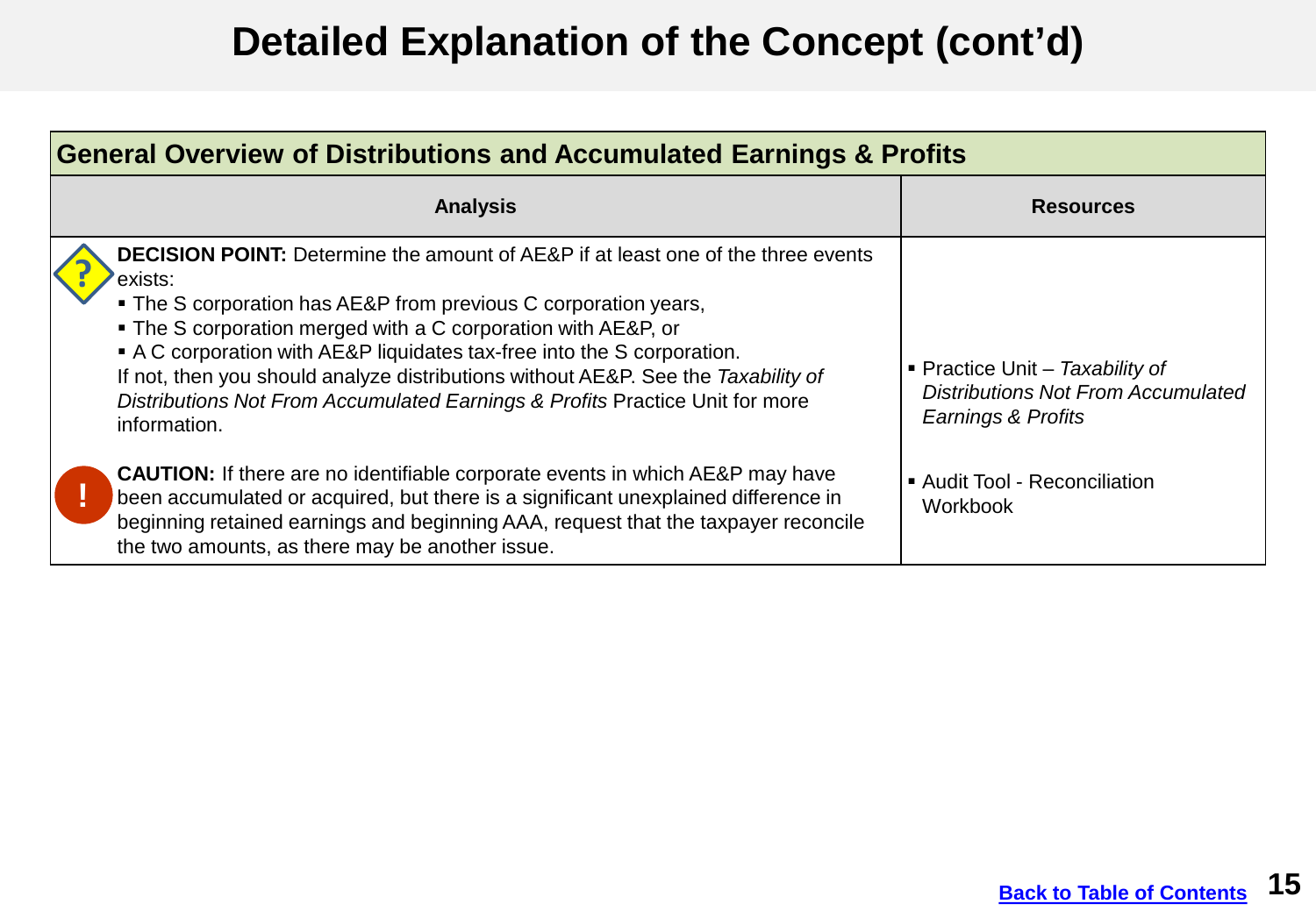# Detailed Explanation of the Concept (cont'd)

| General Overview of Distributions and Accumulated Earnings & Profits | |
|---|---|
| **Analysis** | **Resources** |
| **DECISION POINT:** Determine the amount of AE&P if at least one of the three events exists:<br>▪ The S corporation has AE&P from previous C corporation years,<br>▪ The S corporation merged with a C corporation with AE&P, or<br>▪ A C corporation with AE&P liquidates tax-free into the S corporation.<br>If not, then you should analyze distributions without AE&P. See the *Taxability of Distributions Not From Accumulated Earnings & Profits* Practice Unit for more information.<br><br>**CAUTION:** If there are no identifiable corporate events in which AE&P may have been accumulated or acquired, but there is a significant unexplained difference in beginning retained earnings and beginning AAA, request that the taxpayer reconcile the two amounts, as there may be another issue. | ▪ Practice Unit – *Taxability of Distributions Not From Accumulated Earnings & Profits*<br><br>▪ Audit Tool - Reconciliation Workbook |

[Back to Table of Contents]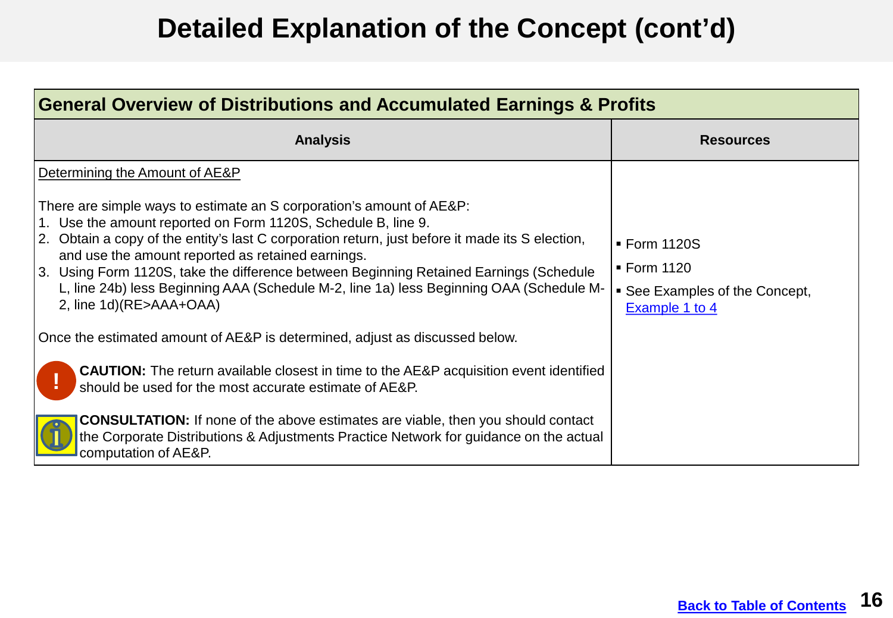# Detailed Explanation of the Concept (cont'd)

| General Overview of Distributions and Accumulated Earnings & Profits | |
|---|---|
| **Analysis** | **Resources** |
| Determining the Amount of AE&P<br><br>There are simple ways to estimate an S corporation's amount of AE&P:<br>1. Use the amount reported on Form 1120S, Schedule B, line 9.<br>2. Obtain a copy of the entity's last C corporation return, just before it made its S election, and use the amount reported as retained earnings.<br>3. Using Form 1120S, take the difference between Beginning Retained Earnings (Schedule L, line 24b) less Beginning AAA (Schedule M-2, line 1a) less Beginning OAA (Schedule M-2, line 1d)(RE>AAA+OAA)<br><br>Once the estimated amount of AE&P is determined, adjust as discussed below.<br><br>**CAUTION:** The return available closest in time to the AE&P acquisition event identified should be used for the most accurate estimate of AE&P.<br><br>**CONSULTATION:** If none of the above estimates are viable, then you should contact the Corporate Distributions & Adjustments Practice Network for guidance on the actual computation of AE&P. | ▪ Form 1120S<br>▪ Form 1120<br>▪ See Examples of the Concept, Example 1 to 4 |

Back to Table of Contents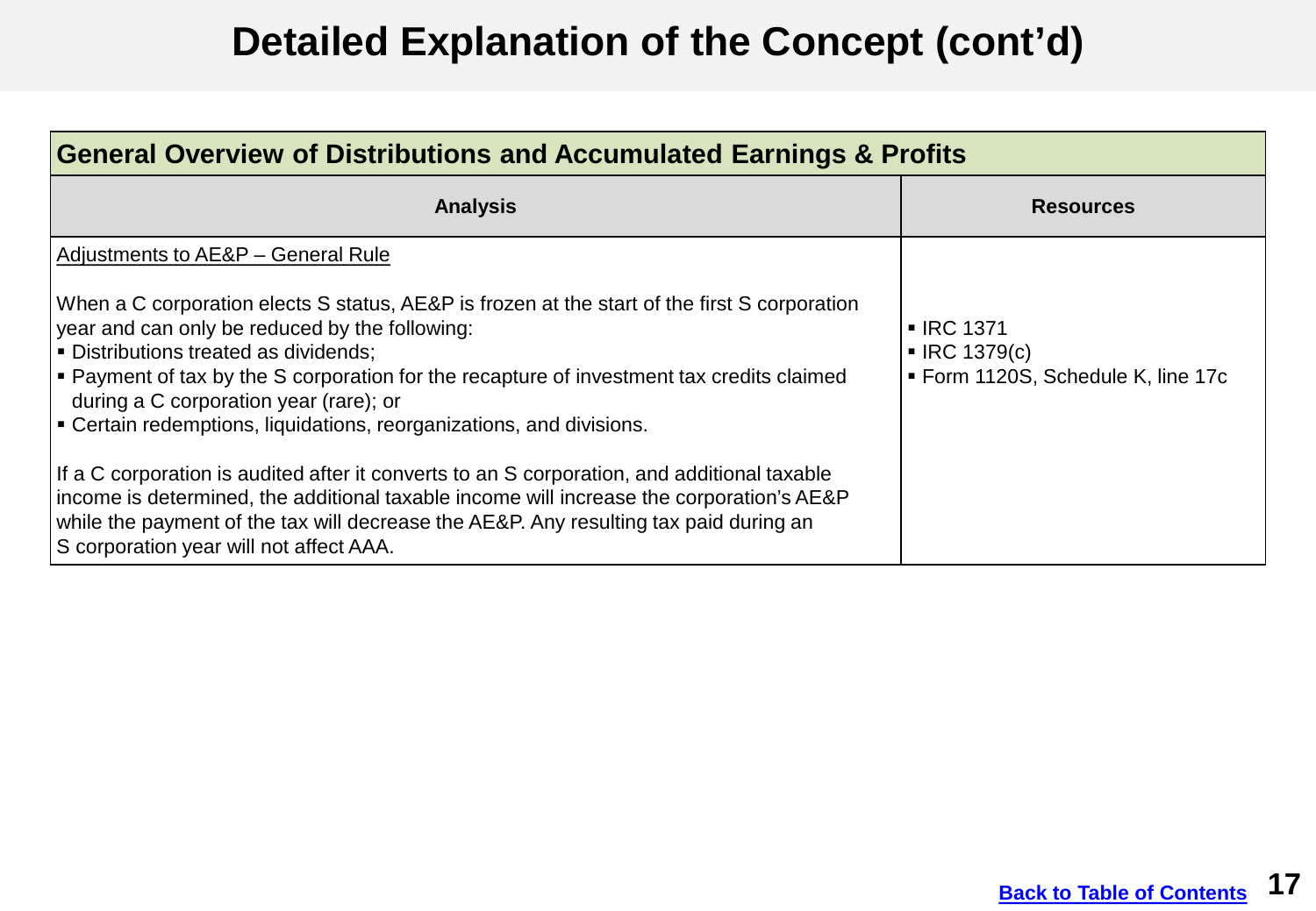# Detailed Explanation of the Concept (cont'd)

| General Overview of Distributions and Accumulated Earnings & Profits | |
|---|---|
| **Analysis** | **Resources** |
| <u>Adjustments to AE&P – General Rule</u><br><br>When a C corporation elects S status, AE&P is frozen at the start of the first S corporation year and can only be reduced by the following:<br>▪ Distributions treated as dividends;<br>▪ Payment of tax by the S corporation for the recapture of investment tax credits claimed during a C corporation year (rare); or<br>▪ Certain redemptions, liquidations, reorganizations, and divisions.<br><br>If a C corporation is audited after it converts to an S corporation, and additional taxable income is determined, the additional taxable income will increase the corporation's AE&P while the payment of the tax will decrease the AE&P. Any resulting tax paid during an S corporation year will not affect AAA. | ▪ IRC 1371<br>▪ IRC 1379(c)<br>▪ Form 1120S, Schedule K, line 17c |

Back to Table of Contents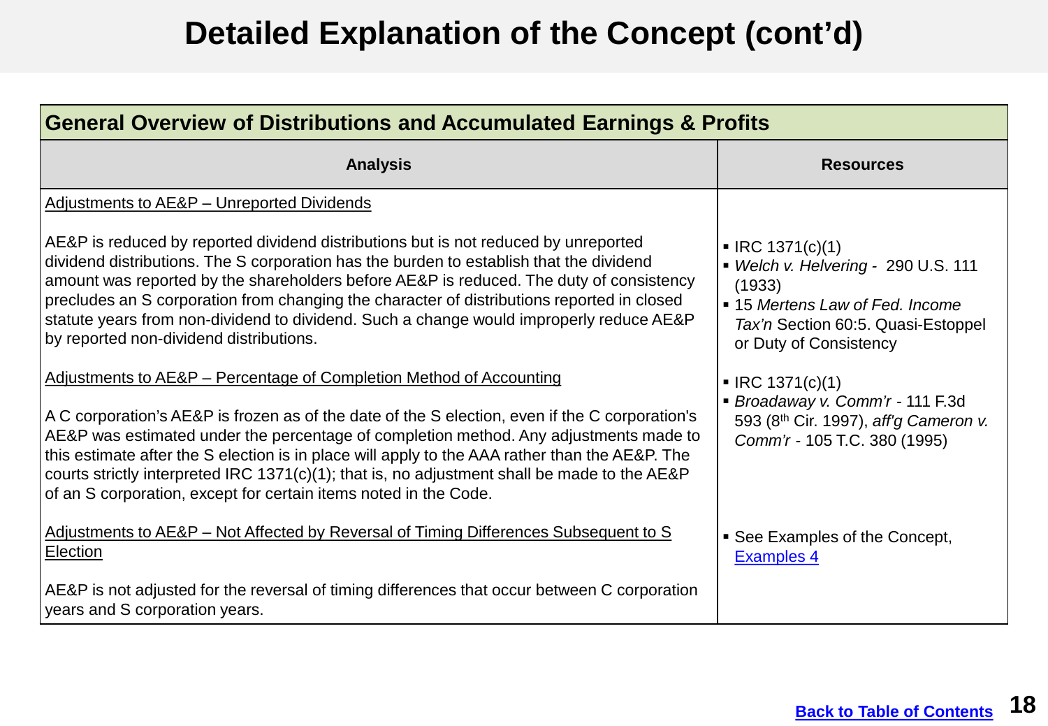# Detailed Explanation of the Concept (cont'd)

| General Overview of Distributions and Accumulated Earnings & Profits | |
|---|---|
| **Analysis** | **Resources** |
| Adjustments to AE&P – Unreported Dividends<br><br>AE&P is reduced by reported dividend distributions but is not reduced by unreported dividend distributions. The S corporation has the burden to establish that the dividend amount was reported by the shareholders before AE&P is reduced. The duty of consistency precludes an S corporation from changing the character of distributions reported in closed statute years from non-dividend to dividend. Such a change would improperly reduce AE&P by reported non-dividend distributions. | ▪ IRC 1371(c)(1)<br>▪ *Welch v. Helvering* - 290 U.S. 111 (1933)<br>▪ 15 *Mertens Law of Fed. Income Tax'n* Section 60:5. Quasi-Estoppel or Duty of Consistency |
| Adjustments to AE&P – Percentage of Completion Method of Accounting<br><br>A C corporation's AE&P is frozen as of the date of the S election, even if the C corporation's AE&P was estimated under the percentage of completion method. Any adjustments made to this estimate after the S election is in place will apply to the AAA rather than the AE&P. The courts strictly interpreted IRC 1371(c)(1); that is, no adjustment shall be made to the AE&P of an S corporation, except for certain items noted in the Code. | ▪ IRC 1371(c)(1)<br>▪ *Broadaway v. Comm'r* - 111 F.3d 593 (8th Cir. 1997), *aff'g Cameron v. Comm'r* - 105 T.C. 380 (1995) |
| Adjustments to AE&P – Not Affected by Reversal of Timing Differences Subsequent to S Election<br><br>AE&P is not adjusted for the reversal of timing differences that occur between C corporation years and S corporation years. | ▪ See Examples of the Concept, Examples 4 |

Back to Table of Contents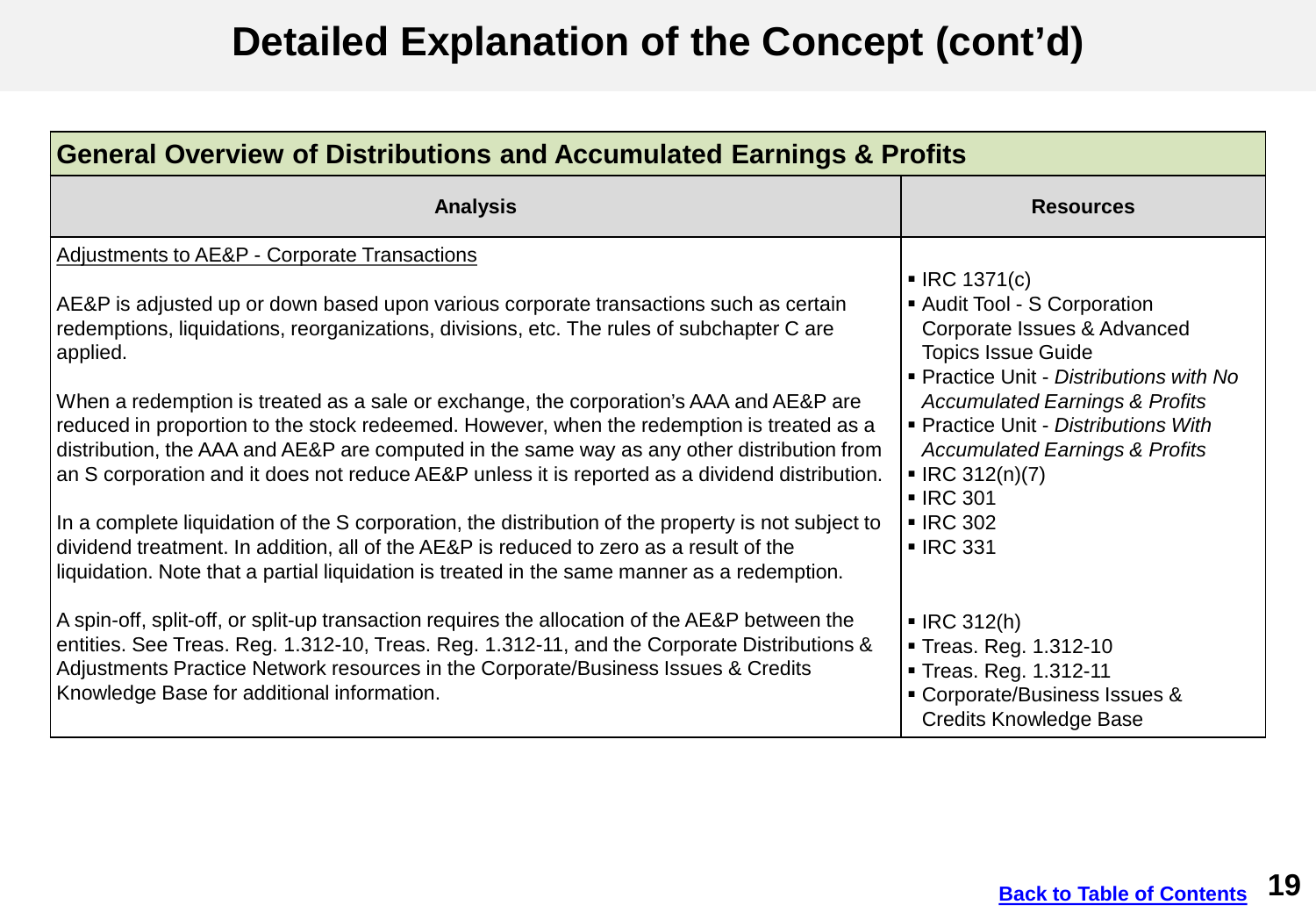# Detailed Explanation of the Concept (cont'd)

| General Overview of Distributions and Accumulated Earnings & Profits | |
|---|---|
| **Analysis** | **Resources** |
| Adjustments to AE&P - Corporate Transactions<br><br>AE&P is adjusted up or down based upon various corporate transactions such as certain redemptions, liquidations, reorganizations, divisions, etc. The rules of subchapter C are applied.<br><br>When a redemption is treated as a sale or exchange, the corporation's AAA and AE&P are reduced in proportion to the stock redeemed. However, when the redemption is treated as a distribution, the AAA and AE&P are computed in the same way as any other distribution from an S corporation and it does not reduce AE&P unless it is reported as a dividend distribution.<br><br>In a complete liquidation of the S corporation, the distribution of the property is not subject to dividend treatment. In addition, all of the AE&P is reduced to zero as a result of the liquidation. Note that a partial liquidation is treated in the same manner as a redemption. | ▪ IRC 1371(c)<br>▪ Audit Tool - S Corporation Corporate Issues & Advanced Topics Issue Guide<br>▪ Practice Unit - *Distributions with No Accumulated Earnings & Profits*<br>▪ Practice Unit - *Distributions With Accumulated Earnings & Profits*<br>▪ IRC 312(n)(7)<br>▪ IRC 301<br>▪ IRC 302<br>▪ IRC 331 |
| A spin-off, split-off, or split-up transaction requires the allocation of the AE&P between the entities. See Treas. Reg. 1.312-10, Treas. Reg. 1.312-11, and the Corporate Distributions & Adjustments Practice Network resources in the Corporate/Business Issues & Credits Knowledge Base for additional information. | ▪ IRC 312(h)<br>▪ Treas. Reg. 1.312-10<br>▪ Treas. Reg. 1.312-11<br>▪ Corporate/Business Issues & Credits Knowledge Base |

Back to Table of Contents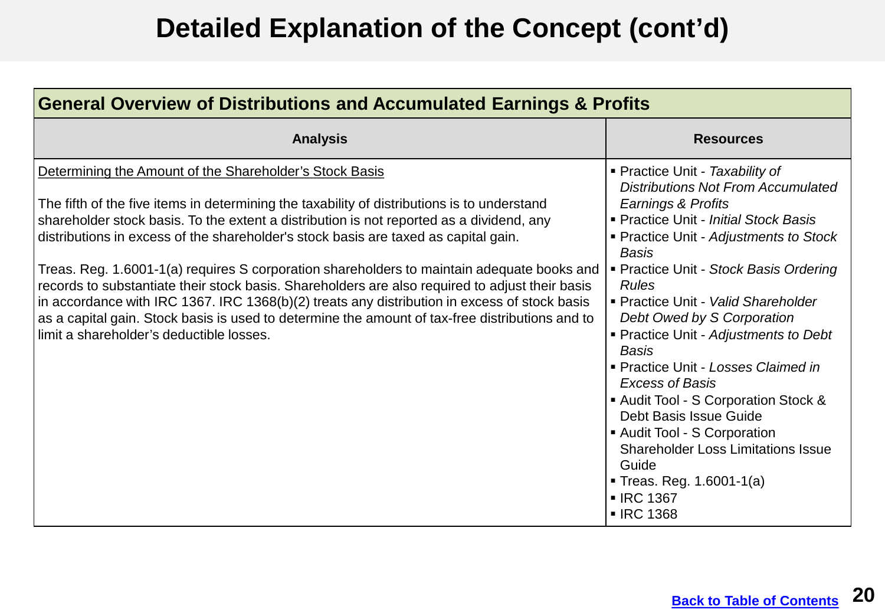# Detailed Explanation of the Concept (cont'd)

| General Overview of Distributions and Accumulated Earnings & Profits | |
|---|---|
| **Analysis** | **Resources** |
| Determining the Amount of the Shareholder's Stock Basis<br><br>The fifth of the five items in determining the taxability of distributions is to understand shareholder stock basis. To the extent a distribution is not reported as a dividend, any distributions in excess of the shareholder's stock basis are taxed as capital gain.<br><br>Treas. Reg. 1.6001-1(a) requires S corporation shareholders to maintain adequate books and records to substantiate their stock basis. Shareholders are also required to adjust their basis in accordance with IRC 1367. IRC 1368(b)(2) treats any distribution in excess of stock basis as a capital gain. Stock basis is used to determine the amount of tax-free distributions and to limit a shareholder's deductible losses. | ▪ Practice Unit - *Taxability of Distributions Not From Accumulated Earnings & Profits*<br>▪ Practice Unit - *Initial Stock Basis*<br>▪ Practice Unit - *Adjustments to Stock Basis*<br>▪ Practice Unit - *Stock Basis Ordering Rules*<br>▪ Practice Unit - *Valid Shareholder Debt Owed by S Corporation*<br>▪ Practice Unit - *Adjustments to Debt Basis*<br>▪ Practice Unit - *Losses Claimed in Excess of Basis*<br>▪ Audit Tool - S Corporation Stock & Debt Basis Issue Guide<br>▪ Audit Tool - S Corporation Shareholder Loss Limitations Issue Guide<br>▪ Treas. Reg. 1.6001-1(a)<br>▪ IRC 1367<br>▪ IRC 1368 |

Back to Table of Contents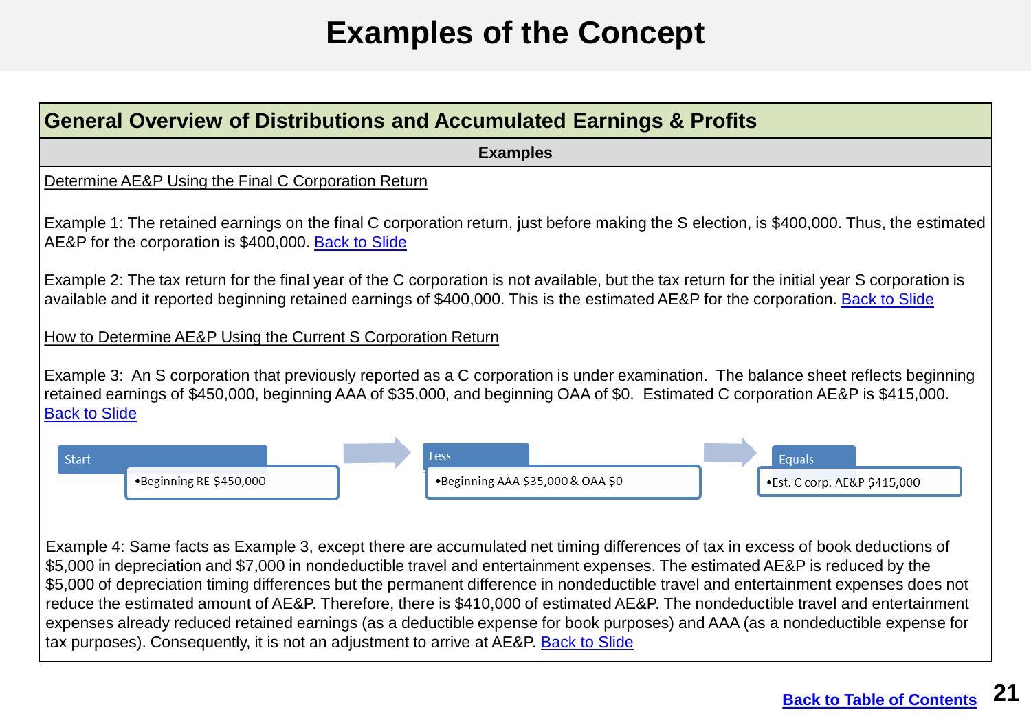# Examples of the Concept

## General Overview of Distributions and Accumulated Earnings & Profits

**Examples**

Determine AE&P Using the Final C Corporation Return

Example 1: The retained earnings on the final C corporation return, just before making the S election, is $400,000. Thus, the estimated AE&P for the corporation is $400,000. Back to Slide

Example 2: The tax return for the final year of the C corporation is not available, but the tax return for the initial year S corporation is available and it reported beginning retained earnings of $400,000. This is the estimated AE&P for the corporation. Back to Slide

How to Determine AE&P Using the Current S Corporation Return

Example 3: An S corporation that previously reported as a C corporation is under examination. The balance sheet reflects beginning retained earnings of $450,000, beginning AAA of $35,000, and beginning OAA of $0. Estimated C corporation AE&P is $415,000. Back to Slide

| Start | Less | Equals |
|---|---|---|
| •Beginning RE $450,000 | •Beginning AAA $35,000 & OAA $0 | •Est. C corp. AE&P $415,000 |

Example 4: Same facts as Example 3, except there are accumulated net timing differences of tax in excess of book deductions of $5,000 in depreciation and $7,000 in nondeductible travel and entertainment expenses. The estimated AE&P is reduced by the $5,000 of depreciation timing differences but the permanent difference in nondeductible travel and entertainment expenses does not reduce the estimated amount of AE&P. Therefore, there is $410,000 of estimated AE&P. The nondeductible travel and entertainment expenses already reduced retained earnings (as a deductible expense for book purposes) and AAA (as a nondeductible expense for tax purposes). Consequently, it is not an adjustment to arrive at AE&P. Back to Slide

**Back to Table of Contents**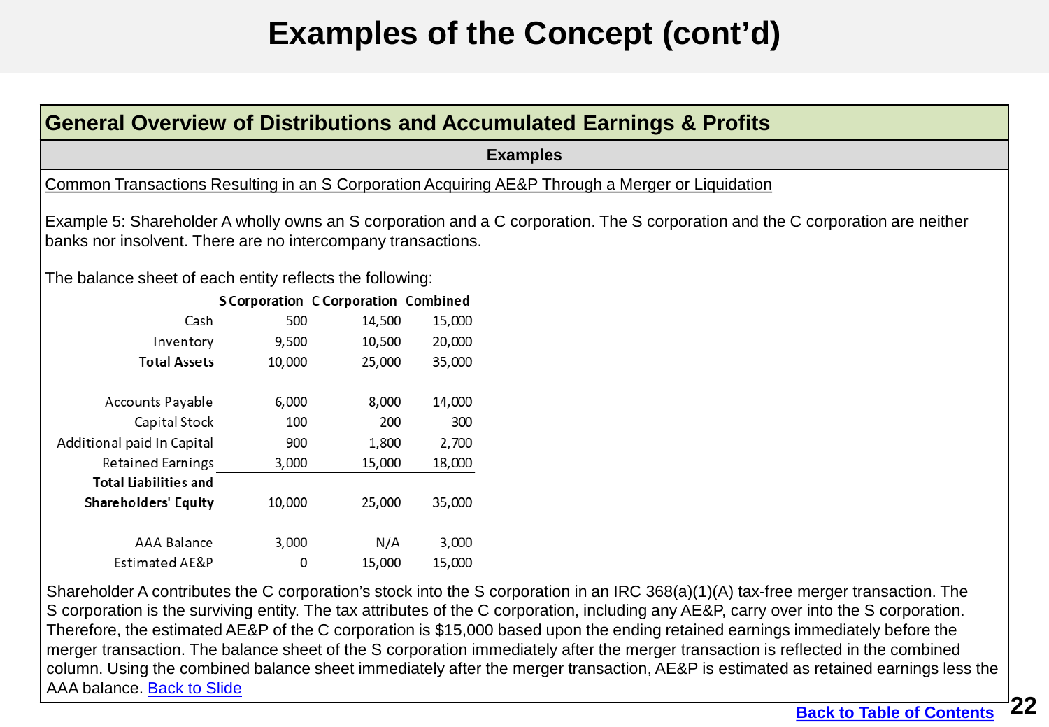# Examples of the Concept (cont'd)

## General Overview of Distributions and Accumulated Earnings & Profits

**Examples**

Common Transactions Resulting in an S Corporation Acquiring AE&P Through a Merger or Liquidation

Example 5: Shareholder A wholly owns an S corporation and a C corporation. The S corporation and the C corporation are neither banks nor insolvent. There are no intercompany transactions.

The balance sheet of each entity reflects the following:

| | S Corporation | C Corporation | Combined |
|---|---|---|---|
| Cash | 500 | 14,500 | 15,000 |
| Inventory | 9,500 | 10,500 | 20,000 |
| **Total Assets** | 10,000 | 25,000 | 35,000 |
| | | | |
| Accounts Payable | 6,000 | 8,000 | 14,000 |
| Capital Stock | 100 | 200 | 300 |
| Additional paid In Capital | 900 | 1,800 | 2,700 |
| Retained Earnings | 3,000 | 15,000 | 18,000 |
| **Total Liabilities and Shareholders' Equity** | 10,000 | 25,000 | 35,000 |
| | | | |
| AAA Balance | 3,000 | N/A | 3,000 |
| Estimated AE&P | 0 | 15,000 | 15,000 |

Shareholder A contributes the C corporation's stock into the S corporation in an IRC 368(a)(1)(A) tax-free merger transaction. The S corporation is the surviving entity. The tax attributes of the C corporation, including any AE&P, carry over into the S corporation. Therefore, the estimated AE&P of the C corporation is $15,000 based upon the ending retained earnings immediately before the merger transaction. The balance sheet of the S corporation immediately after the merger transaction is reflected in the combined column. Using the combined balance sheet immediately after the merger transaction, AE&P is estimated as retained earnings less the AAA balance. Back to Slide

Back to Table of Contents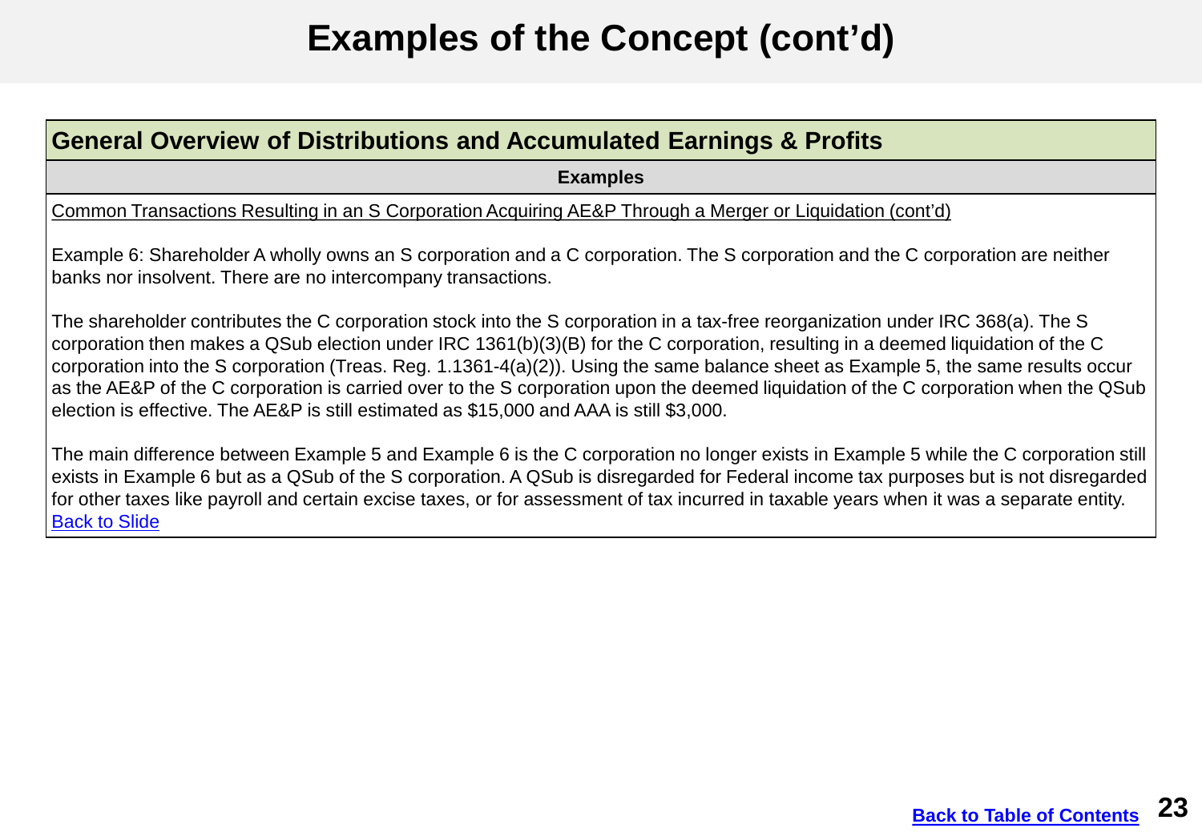# Examples of the Concept (cont'd)

## General Overview of Distributions and Accumulated Earnings & Profits

**Examples**

Common Transactions Resulting in an S Corporation Acquiring AE&P Through a Merger or Liquidation (cont'd)

Example 6: Shareholder A wholly owns an S corporation and a C corporation. The S corporation and the C corporation are neither banks nor insolvent. There are no intercompany transactions.

The shareholder contributes the C corporation stock into the S corporation in a tax-free reorganization under IRC 368(a). The S corporation then makes a QSub election under IRC 1361(b)(3)(B) for the C corporation, resulting in a deemed liquidation of the C corporation into the S corporation (Treas. Reg. 1.1361-4(a)(2)). Using the same balance sheet as Example 5, the same results occur as the AE&P of the C corporation is carried over to the S corporation upon the deemed liquidation of the C corporation when the QSub election is effective. The AE&P is still estimated as $15,000 and AAA is still $3,000.

The main difference between Example 5 and Example 6 is the C corporation no longer exists in Example 5 while the C corporation still exists in Example 6 but as a QSub of the S corporation. A QSub is disregarded for Federal income tax purposes but is not disregarded for other taxes like payroll and certain excise taxes, or for assessment of tax incurred in taxable years when it was a separate entity. Back to Slide

Back to Table of Contents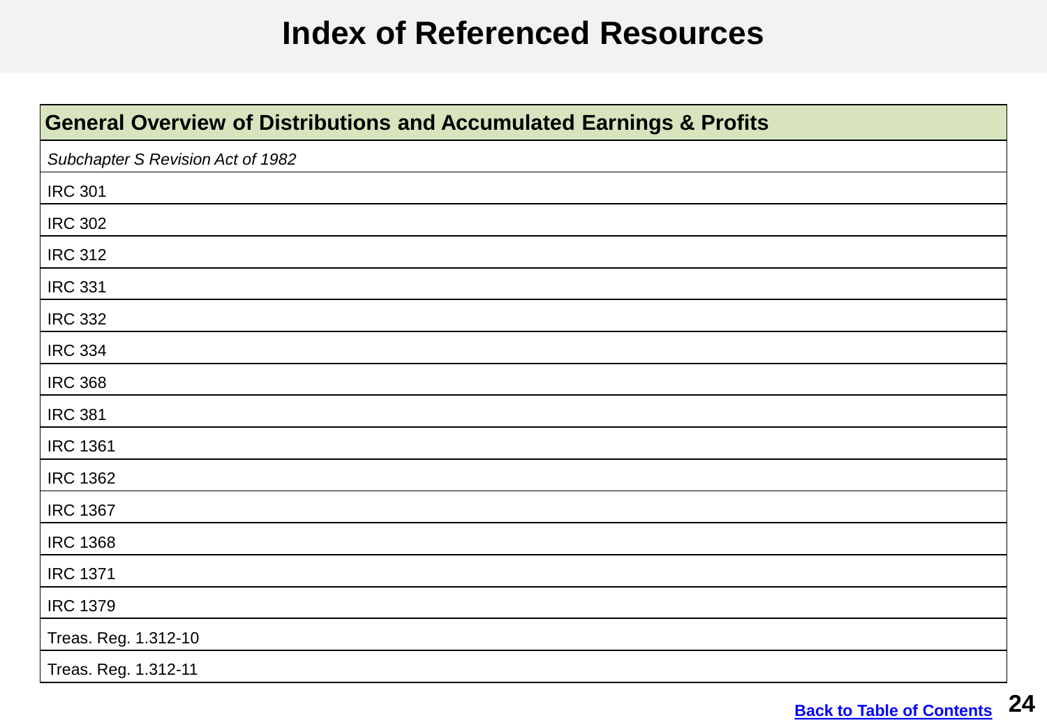# Index of Referenced Resources

| General Overview of Distributions and Accumulated Earnings & Profits |
| --- |
| *Subchapter S Revision Act of 1982* |
| IRC 301 |
| IRC 302 |
| IRC 312 |
| IRC 331 |
| IRC 332 |
| IRC 334 |
| IRC 368 |
| IRC 381 |
| IRC 1361 |
| IRC 1362 |
| IRC 1367 |
| IRC 1368 |
| IRC 1371 |
| IRC 1379 |
| Treas. Reg. 1.312-10 |
| Treas. Reg. 1.312-11 |

Back to Table of Contents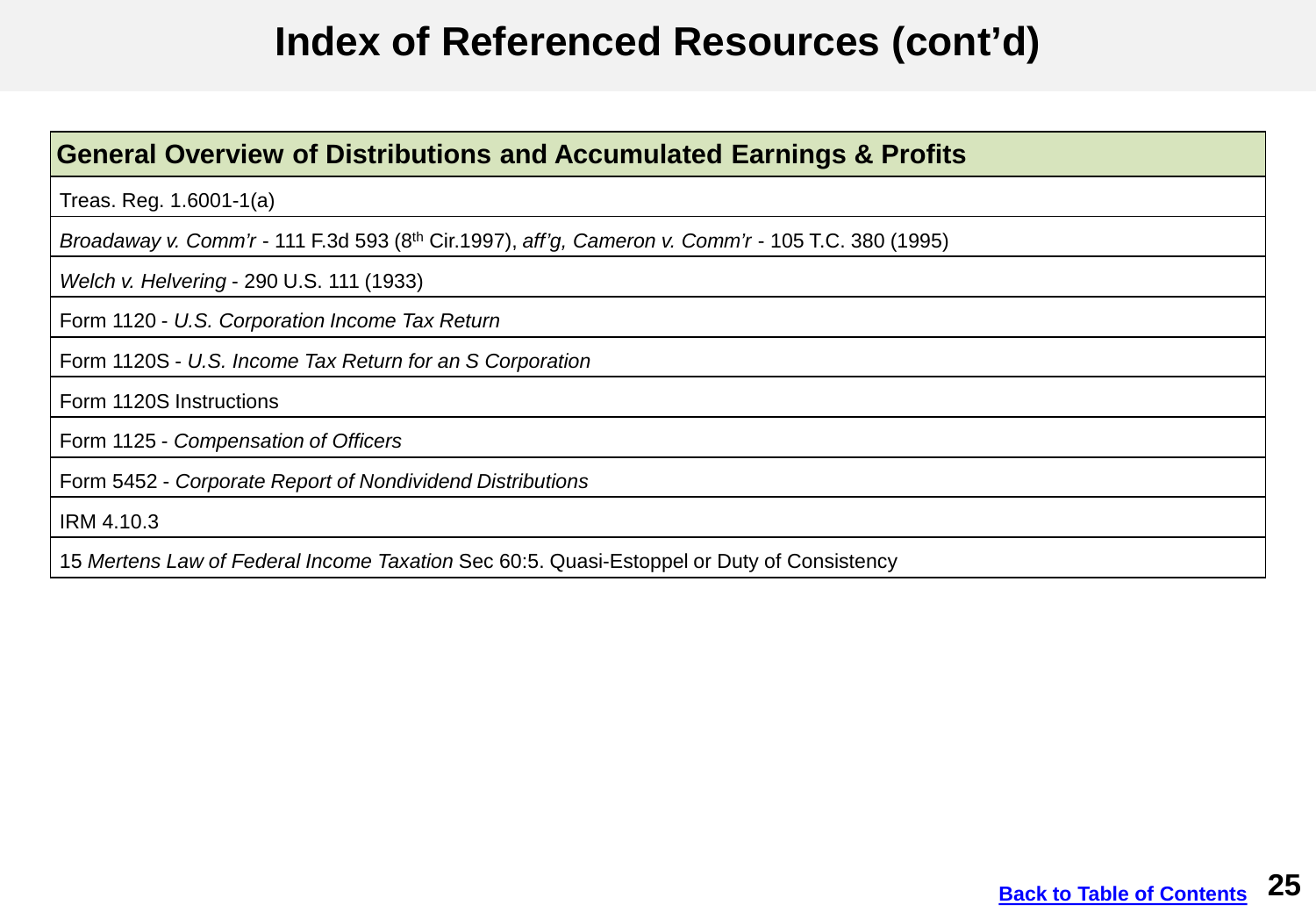# Index of Referenced Resources (cont'd)

| General Overview of Distributions and Accumulated Earnings & Profits |
| --- |
| Treas. Reg. 1.6001-1(a) |
| *Broadaway v. Comm'r* - 111 F.3d 593 (8th Cir.1997), *aff'g, Cameron v. Comm'r* - 105 T.C. 380 (1995) |
| *Welch v. Helvering* - 290 U.S. 111 (1933) |
| Form 1120 - *U.S. Corporation Income Tax Return* |
| Form 1120S - *U.S. Income Tax Return for an S Corporation* |
| Form 1120S Instructions |
| Form 1125 - *Compensation of Officers* |
| Form 5452 - *Corporate Report of Nondividend Distributions* |
| IRM 4.10.3 |
| 15 *Mertens Law of Federal Income Taxation* Sec 60:5. Quasi-Estoppel or Duty of Consistency |

Back to Table of Contents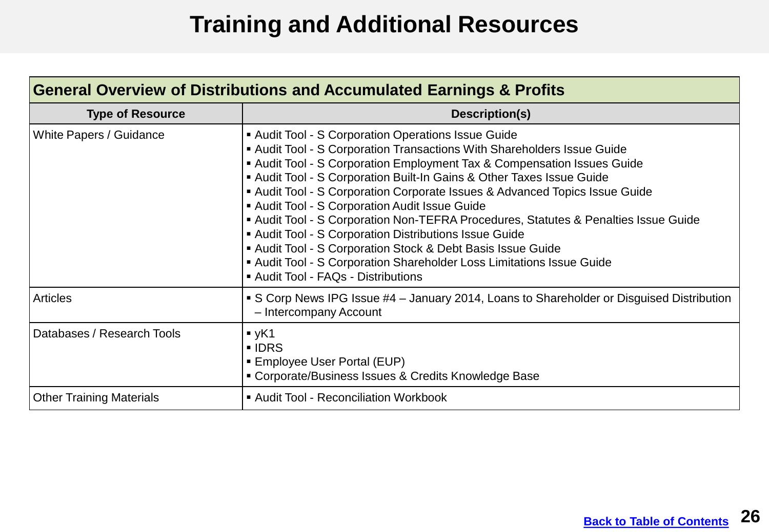# Training and Additional Resources

| General Overview of Distributions and Accumulated Earnings & Profits | |
|---|---|
| **Type of Resource** | **Description(s)** |
| White Papers / Guidance | ▪ Audit Tool - S Corporation Operations Issue Guide<br>▪ Audit Tool - S Corporation Transactions With Shareholders Issue Guide<br>▪ Audit Tool - S Corporation Employment Tax & Compensation Issues Guide<br>▪ Audit Tool - S Corporation Built-In Gains & Other Taxes Issue Guide<br>▪ Audit Tool - S Corporation Corporate Issues & Advanced Topics Issue Guide<br>▪ Audit Tool - S Corporation Audit Issue Guide<br>▪ Audit Tool - S Corporation Non-TEFRA Procedures, Statutes & Penalties Issue Guide<br>▪ Audit Tool - S Corporation Distributions Issue Guide<br>▪ Audit Tool - S Corporation Stock & Debt Basis Issue Guide<br>▪ Audit Tool - S Corporation Shareholder Loss Limitations Issue Guide<br>▪ Audit Tool - FAQs - Distributions |
| Articles | ▪ S Corp News IPG Issue #4 – January 2014, Loans to Shareholder or Disguised Distribution – Intercompany Account |
| Databases / Research Tools | ▪ yK1<br>▪ IDRS<br>▪ Employee User Portal (EUP)<br>▪ Corporate/Business Issues & Credits Knowledge Base |
| Other Training Materials | ▪ Audit Tool - Reconciliation Workbook |

Back to Table of Contents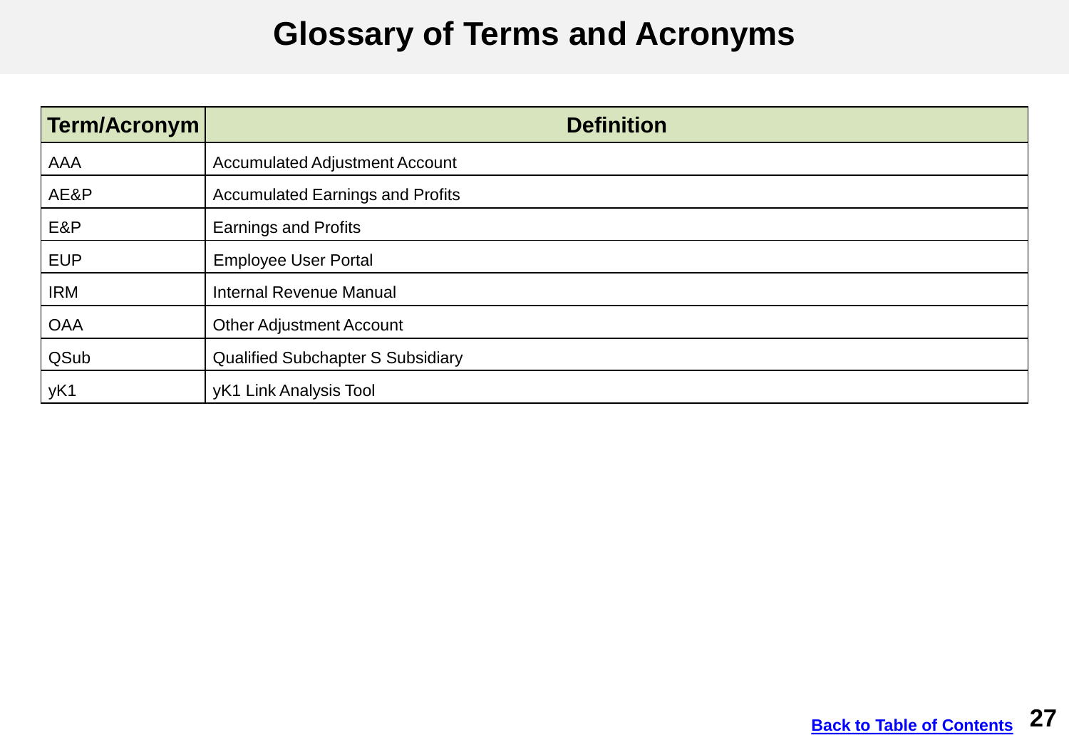# Glossary of Terms and Acronyms

| Term/Acronym | Definition |
|---|---|
| AAA | Accumulated Adjustment Account |
| AE&P | Accumulated Earnings and Profits |
| E&P | Earnings and Profits |
| EUP | Employee User Portal |
| IRM | Internal Revenue Manual |
| OAA | Other Adjustment Account |
| QSub | Qualified Subchapter S Subsidiary |
| yK1 | yK1 Link Analysis Tool |

[Back to Table of Contents](#)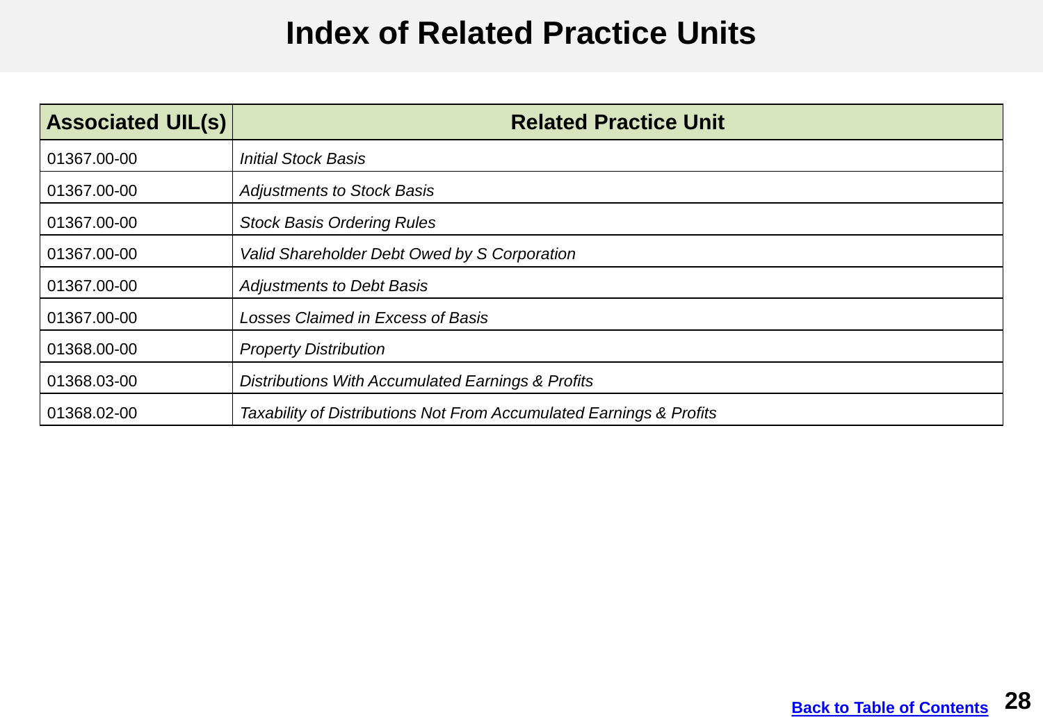# Index of Related Practice Units

| Associated UIL(s) | Related Practice Unit |
| --- | --- |
| 01367.00-00 | *Initial Stock Basis* |
| 01367.00-00 | *Adjustments to Stock Basis* |
| 01367.00-00 | *Stock Basis Ordering Rules* |
| 01367.00-00 | *Valid Shareholder Debt Owed by S Corporation* |
| 01367.00-00 | *Adjustments to Debt Basis* |
| 01367.00-00 | *Losses Claimed in Excess of Basis* |
| 01368.00-00 | *Property Distribution* |
| 01368.03-00 | *Distributions With Accumulated Earnings & Profits* |
| 01368.02-00 | *Taxability of Distributions Not From Accumulated Earnings & Profits* |

**Back to Table of Contents**